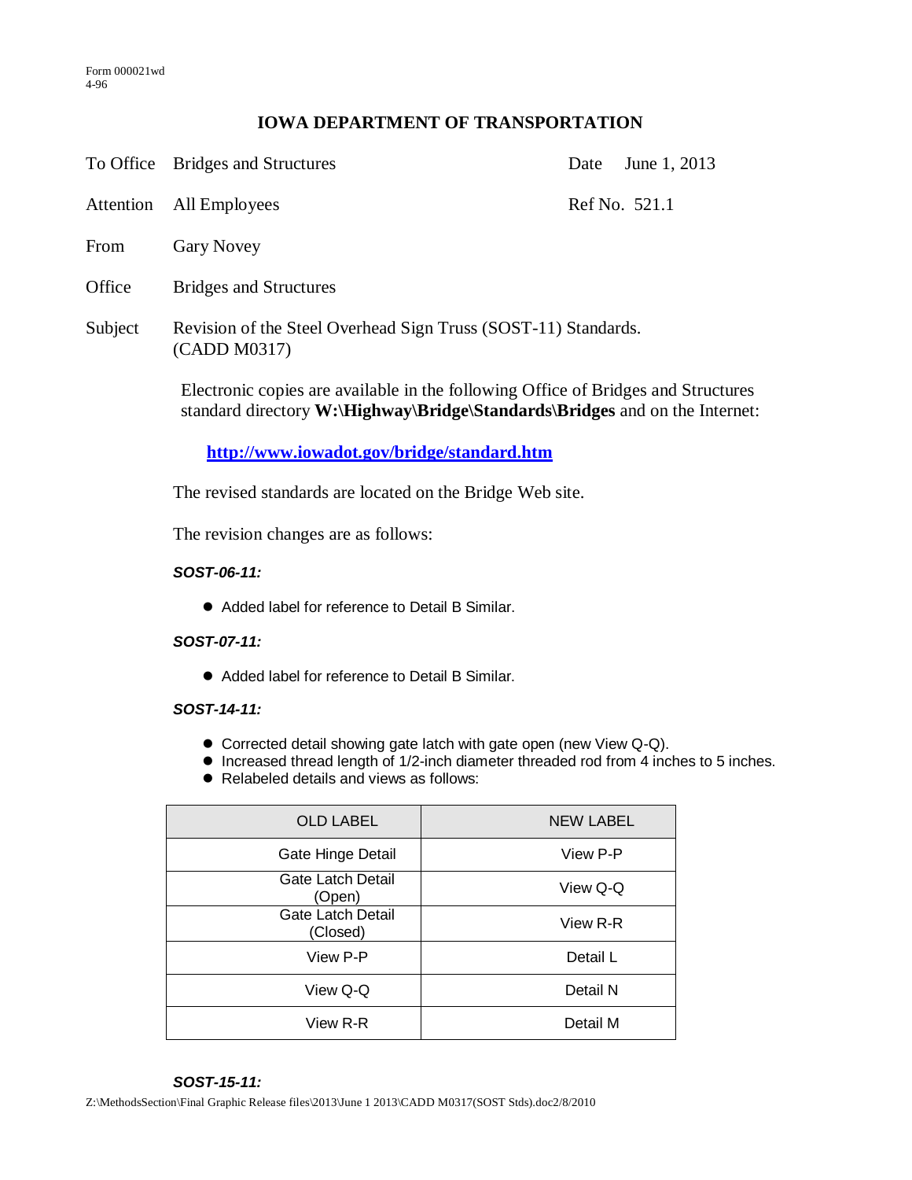Form 000021wd
4-96

# IOWA DEPARTMENT OF TRANSPORTATION

To Office Bridges and Structures Date June 1, 2013

Attention All Employees Ref No. 521.1

From Gary Novey

Office Bridges and Structures

Subject Revision of the Steel Overhead Sign Truss (SOST-11) Standards. (CADD M0317)

Electronic copies are available in the following Office of Bridges and Structures standard directory **W:\Highway\Bridge\Standards\Bridges** and on the Internet:

**http://www.iowadot.gov/bridge/standard.htm**

The revised standards are located on the Bridge Web site.

The revision changes are as follows:

***SOST-06-11:***

- Added label for reference to Detail B Similar.

***SOST-07-11:***

- Added label for reference to Detail B Similar.

***SOST-14-11:***

- Corrected detail showing gate latch with gate open (new View Q-Q).
- Increased thread length of 1/2-inch diameter threaded rod from 4 inches to 5 inches.
- Relabeled details and views as follows:

| OLD LABEL | NEW LABEL |
|---|---|
| Gate Hinge Detail | View P-P |
| Gate Latch Detail (Open) | View Q-Q |
| Gate Latch Detail (Closed) | View R-R |
| View P-P | Detail L |
| View Q-Q | Detail N |
| View R-R | Detail M |

***SOST-15-11:***

Z:\MethodsSection\Final Graphic Release files\2013\June 1 2013\CADD M0317(SOST Stds).doc2/8/2010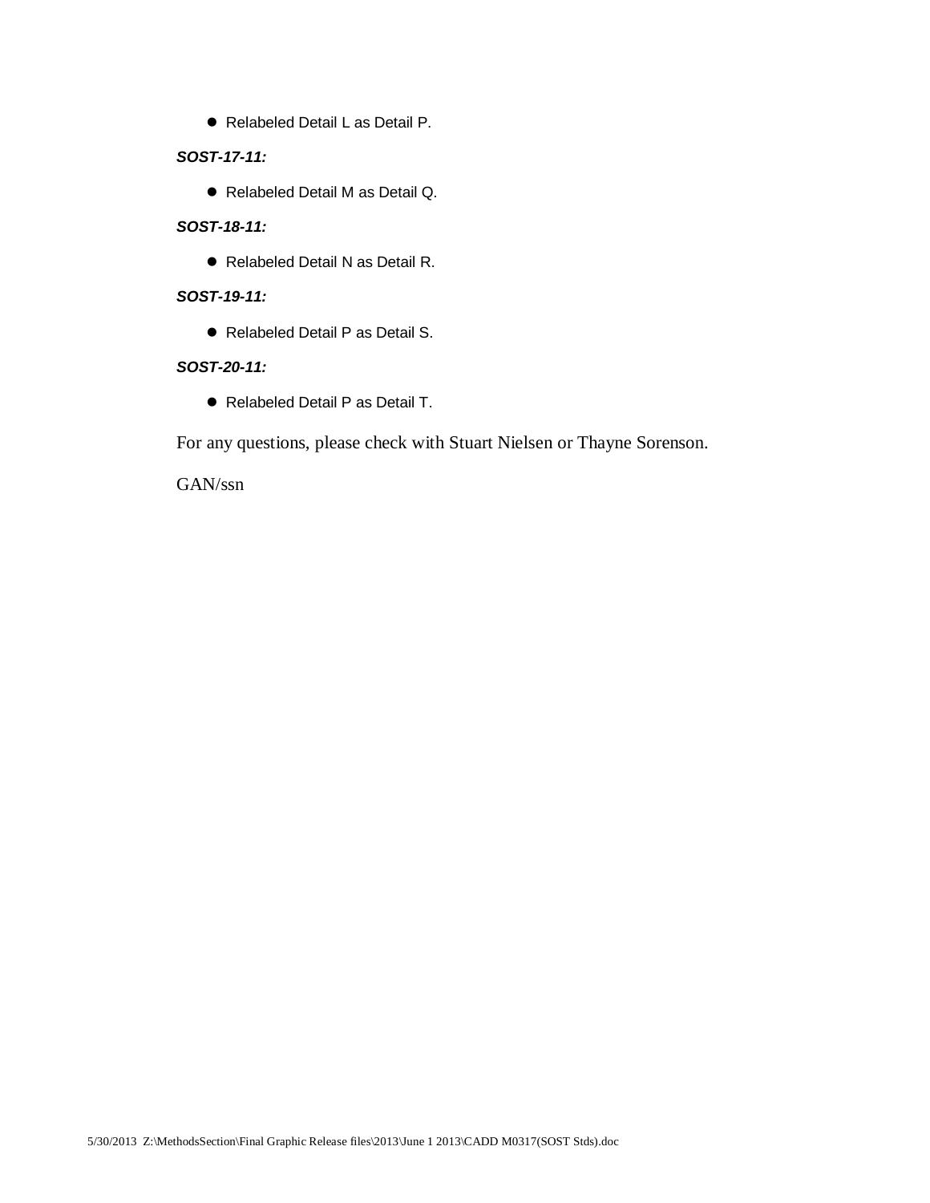- Relabeled Detail L as Detail P.

***SOST-17-11:***

- Relabeled Detail M as Detail Q.

***SOST-18-11:***

- Relabeled Detail N as Detail R.

***SOST-19-11:***

- Relabeled Detail P as Detail S.

***SOST-20-11:***

- Relabeled Detail P as Detail T.

For any questions, please check with Stuart Nielsen or Thayne Sorenson.

GAN/ssn

5/30/2013 Z:\MethodsSection\Final Graphic Release files\2013\June 1 2013\CADD M0317(SOST Stds).doc